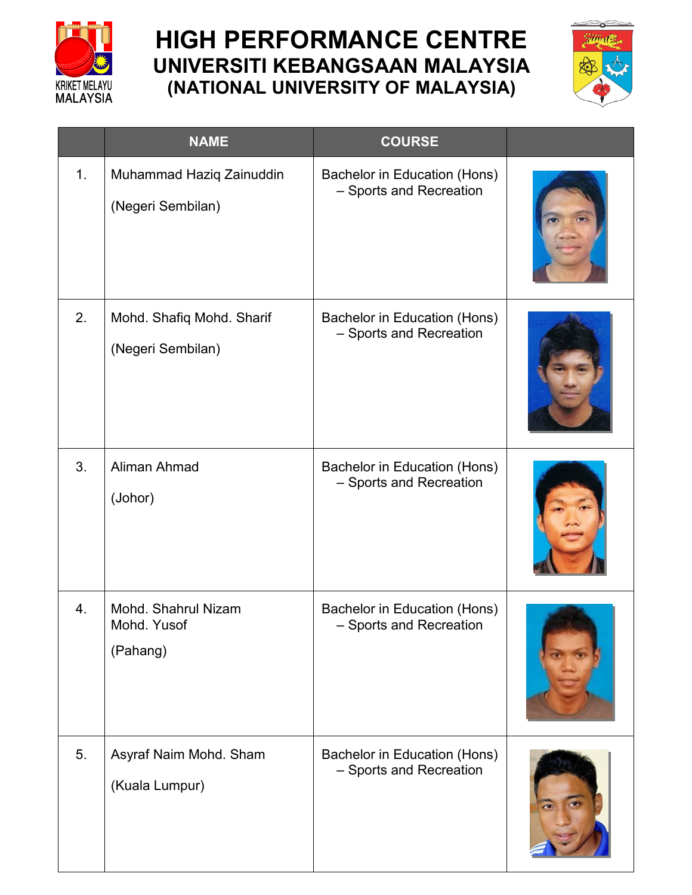# HIGH PERFORMANCE CENTRE
## UNIVERSITI KEBANGSAAN MALAYSIA
## (NATIONAL UNIVERSITY OF MALAYSIA)

| | NAME | COURSE | |
|---|---|---|---|
| 1. | Muhammad Haziq Zainuddin<br><br>(Negeri Sembilan) | Bachelor in Education (Hons) – Sports and Recreation | |
| 2. | Mohd. Shafiq Mohd. Sharif<br><br>(Negeri Sembilan) | Bachelor in Education (Hons) – Sports and Recreation | |
| 3. | Aliman Ahmad<br><br>(Johor) | Bachelor in Education (Hons) – Sports and Recreation | |
| 4. | Mohd. Shahrul Nizam Mohd. Yusof<br><br>(Pahang) | Bachelor in Education (Hons) – Sports and Recreation | |
| 5. | Asyraf Naim Mohd. Sham<br><br>(Kuala Lumpur) | Bachelor in Education (Hons) – Sports and Recreation | |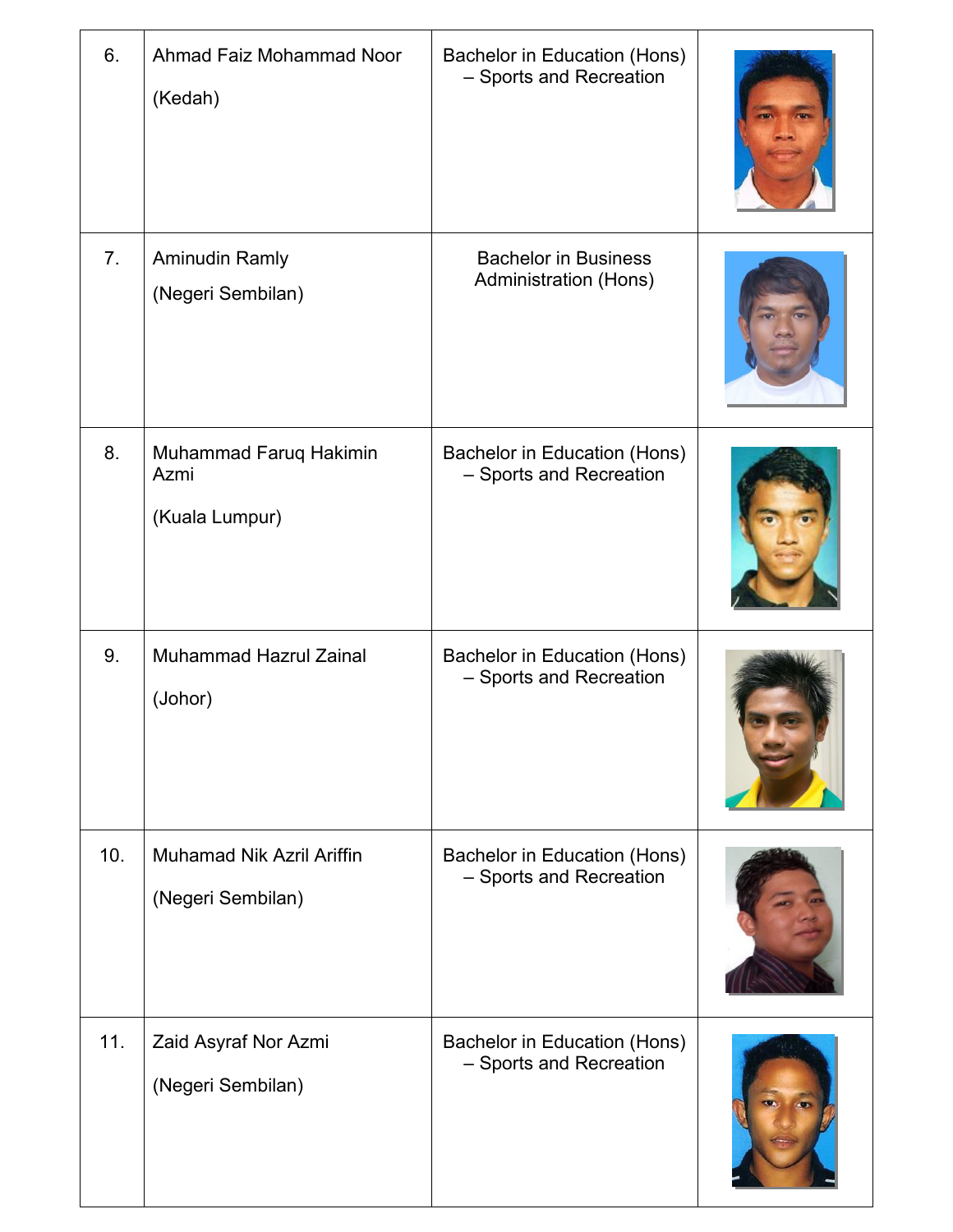| | | | |
|---|---|---|---|
| 6. | Ahmad Faiz Mohammad Noor<br><br>(Kedah) | Bachelor in Education (Hons) – Sports and Recreation | |
| 7. | Aminudin Ramly<br><br>(Negeri Sembilan) | Bachelor in Business Administration (Hons) | |
| 8. | Muhammad Faruq Hakimin Azmi<br><br>(Kuala Lumpur) | Bachelor in Education (Hons) – Sports and Recreation | |
| 9. | Muhammad Hazrul Zainal<br><br>(Johor) | Bachelor in Education (Hons) – Sports and Recreation | |
| 10. | Muhamad Nik Azril Ariffin<br><br>(Negeri Sembilan) | Bachelor in Education (Hons) – Sports and Recreation | |
| 11. | Zaid Asyraf Nor Azmi<br><br>(Negeri Sembilan) | Bachelor in Education (Hons) – Sports and Recreation | |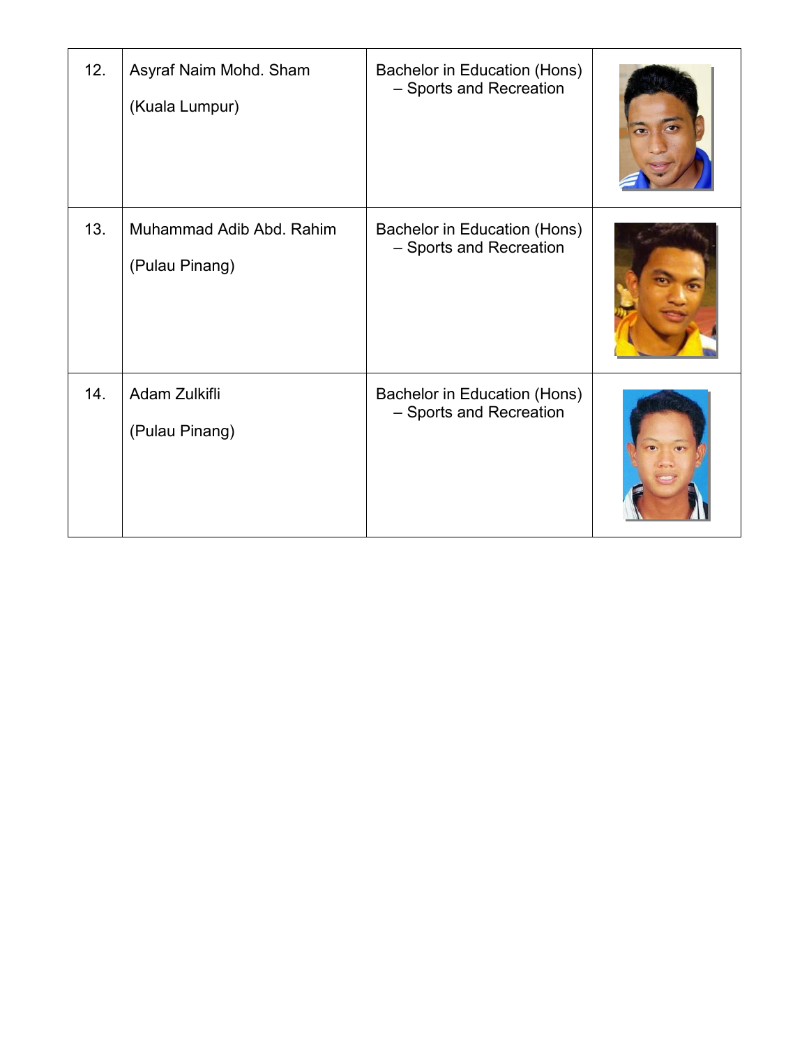| | | | |
|---|---|---|---|
| 12. | Asyraf Naim Mohd. Sham<br><br>(Kuala Lumpur) | Bachelor in Education (Hons) – Sports and Recreation | |
| 13. | Muhammad Adib Abd. Rahim<br><br>(Pulau Pinang) | Bachelor in Education (Hons) – Sports and Recreation | |
| 14. | Adam Zulkifli<br><br>(Pulau Pinang) | Bachelor in Education (Hons) – Sports and Recreation | |